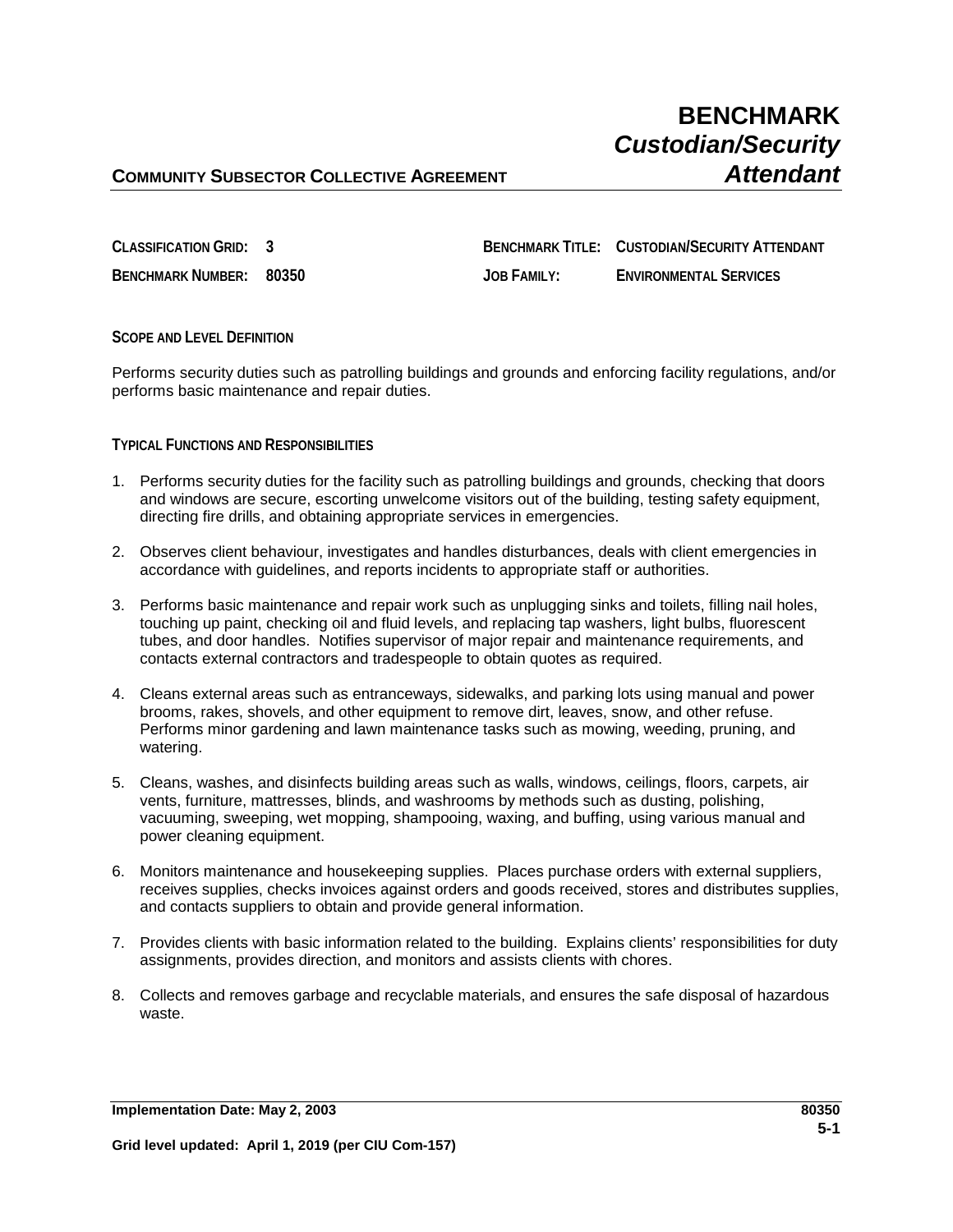# BENCHMARK
## *Custodian/Security Attendant*

**COMMUNITY SUBSECTOR COLLECTIVE AGREEMENT**

| | | | |
|---|---|---|---|
| **CLASSIFICATION GRID:** | **3** | **BENCHMARK TITLE:** | **CUSTODIAN/SECURITY ATTENDANT** |
| **BENCHMARK NUMBER:** | **80350** | **JOB FAMILY:** | **ENVIRONMENTAL SERVICES** |

**SCOPE AND LEVEL DEFINITION**

Performs security duties such as patrolling buildings and grounds and enforcing facility regulations, and/or performs basic maintenance and repair duties.

**TYPICAL FUNCTIONS AND RESPONSIBILITIES**

1. Performs security duties for the facility such as patrolling buildings and grounds, checking that doors and windows are secure, escorting unwelcome visitors out of the building, testing safety equipment, directing fire drills, and obtaining appropriate services in emergencies.

2. Observes client behaviour, investigates and handles disturbances, deals with client emergencies in accordance with guidelines, and reports incidents to appropriate staff or authorities.

3. Performs basic maintenance and repair work such as unplugging sinks and toilets, filling nail holes, touching up paint, checking oil and fluid levels, and replacing tap washers, light bulbs, fluorescent tubes, and door handles. Notifies supervisor of major repair and maintenance requirements, and contacts external contractors and tradespeople to obtain quotes as required.

4. Cleans external areas such as entranceways, sidewalks, and parking lots using manual and power brooms, rakes, shovels, and other equipment to remove dirt, leaves, snow, and other refuse. Performs minor gardening and lawn maintenance tasks such as mowing, weeding, pruning, and watering.

5. Cleans, washes, and disinfects building areas such as walls, windows, ceilings, floors, carpets, air vents, furniture, mattresses, blinds, and washrooms by methods such as dusting, polishing, vacuuming, sweeping, wet mopping, shampooing, waxing, and buffing, using various manual and power cleaning equipment.

6. Monitors maintenance and housekeeping supplies. Places purchase orders with external suppliers, receives supplies, checks invoices against orders and goods received, stores and distributes supplies, and contacts suppliers to obtain and provide general information.

7. Provides clients with basic information related to the building. Explains clients' responsibilities for duty assignments, provides direction, and monitors and assists clients with chores.

8. Collects and removes garbage and recyclable materials, and ensures the safe disposal of hazardous waste.

**Implementation Date: May 2, 2003**

**Grid level updated: April 1, 2019 (per CIU Com-157)**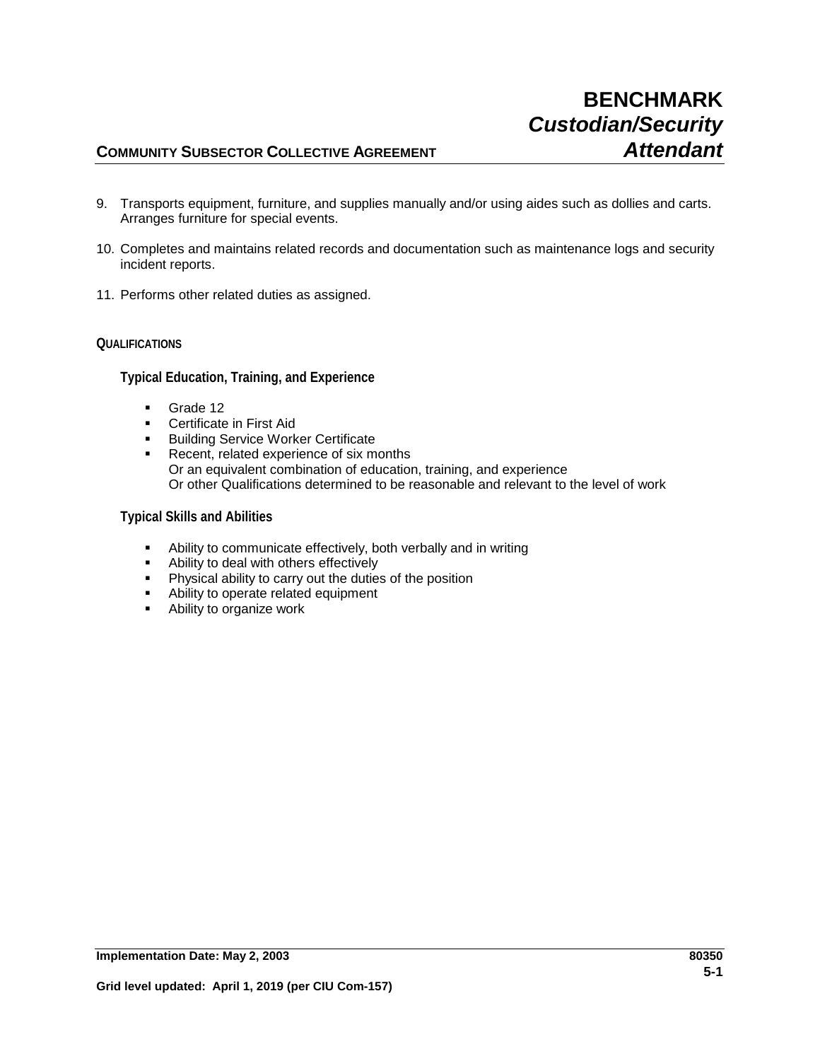9. Transports equipment, furniture, and supplies manually and/or using aides such as dollies and carts. Arranges furniture for special events.

10. Completes and maintains related records and documentation such as maintenance logs and security incident reports.

11. Performs other related duties as assigned.

## QUALIFICATIONS

### Typical Education, Training, and Experience

- Grade 12
- Certificate in First Aid
- Building Service Worker Certificate
- Recent, related experience of six months
  Or an equivalent combination of education, training, and experience
  Or other Qualifications determined to be reasonable and relevant to the level of work

### Typical Skills and Abilities

- Ability to communicate effectively, both verbally and in writing
- Ability to deal with others effectively
- Physical ability to carry out the duties of the position
- Ability to operate related equipment
- Ability to organize work